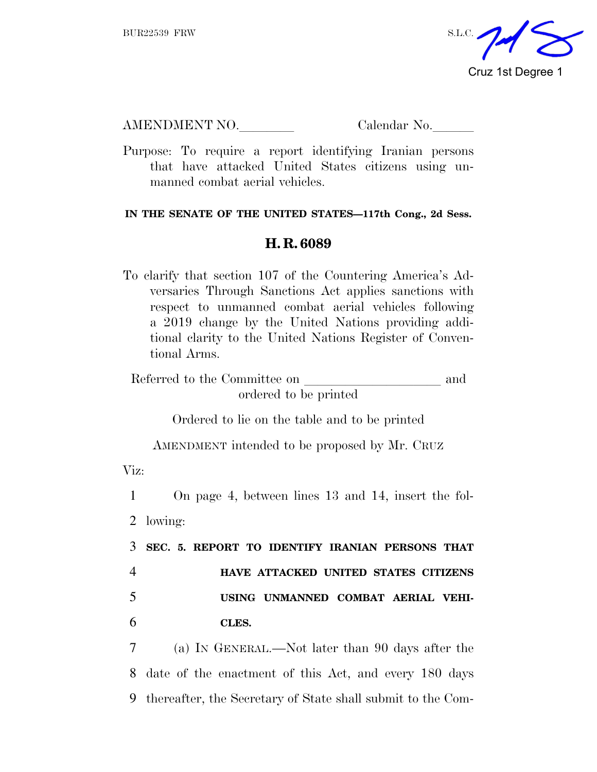BUR22539 FRW S.L.C.

Cruz 1st Degree 1

AMENDMENT NO.\_\_\_\_\_\_\_\_ Calendar No.\_\_\_\_\_\_

Purpose: To require a report identifying Iranian persons that have attacked United States citizens using unmanned combat aerial vehicles.

**IN THE SENATE OF THE UNITED STATES—117th Cong., 2d Sess.**

## H. R. 6089

To clarify that section 107 of the Countering America's Adversaries Through Sanctions Act applies sanctions with respect to unmanned combat aerial vehicles following a 2019 change by the United Nations providing additional clarity to the United Nations Register of Conventional Arms.

Referred to the Committee on \_\_\_\_\_\_\_\_\_\_\_\_\_\_\_\_\_\_\_\_ and ordered to be printed

Ordered to lie on the table and to be printed

AMENDMENT intended to be proposed by Mr. CRUZ

Viz:

1 On page 4, between lines 13 and 14, insert the fol-
2 lowing:

3 **SEC. 5. REPORT TO IDENTIFY IRANIAN PERSONS THAT**
4 **HAVE ATTACKED UNITED STATES CITIZENS**
5 **USING UNMANNED COMBAT AERIAL VEHI-**
6 **CLES.**

7 (a) IN GENERAL.—Not later than 90 days after the
8 date of the enactment of this Act, and every 180 days
9 thereafter, the Secretary of State shall submit to the Com-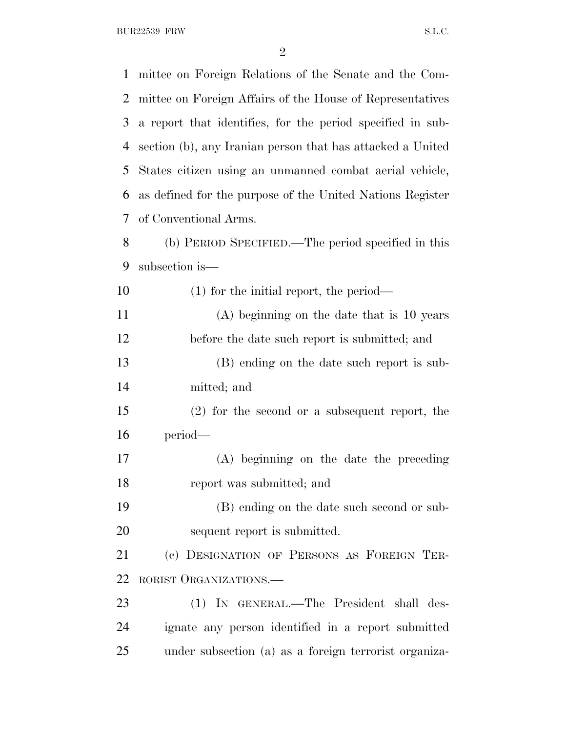mittee on Foreign Relations of the Senate and the Committee on Foreign Affairs of the House of Representatives a report that identifies, for the period specified in subsection (b), any Iranian person that has attacked a United States citizen using an unmanned combat aerial vehicle, as defined for the purpose of the United Nations Register of Conventional Arms.

(b) PERIOD SPECIFIED.—The period specified in this subsection is—

(1) for the initial report, the period—

(A) beginning on the date that is 10 years before the date such report is submitted; and

(B) ending on the date such report is submitted; and

(2) for the second or a subsequent report, the period—

(A) beginning on the date the preceding report was submitted; and

(B) ending on the date such second or subsequent report is submitted.

(c) DESIGNATION OF PERSONS AS FOREIGN TERRORIST ORGANIZATIONS.—

(1) IN GENERAL.—The President shall designate any person identified in a report submitted under subsection (a) as a foreign terrorist organiza-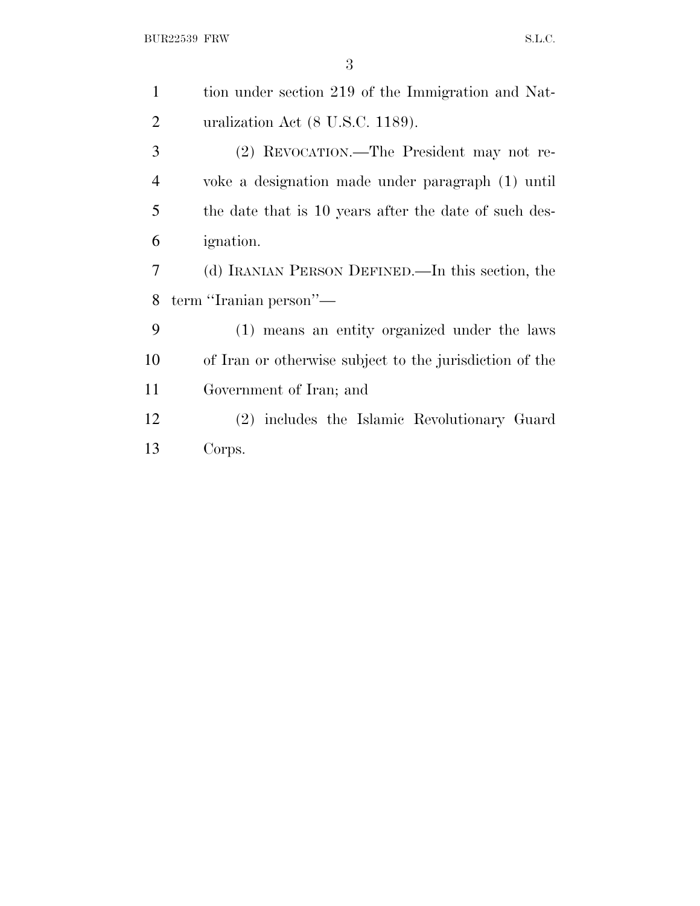tion under section 219 of the Immigration and Nationality Act (8 U.S.C. 1189).

(2) REVOCATION.—The President may not revoke a designation made under paragraph (1) until the date that is 10 years after the date of such designation.

(d) IRANIAN PERSON DEFINED.—In this section, the term ''Iranian person''—

(1) means an entity organized under the laws of Iran or otherwise subject to the jurisdiction of the Government of Iran; and

(2) includes the Islamic Revolutionary Guard Corps.